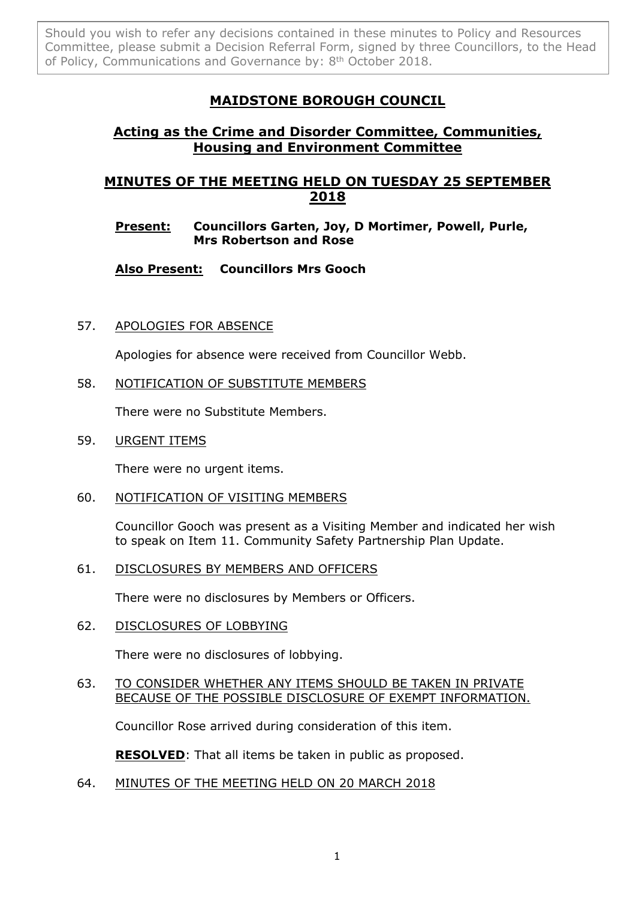Should you wish to refer any decisions contained in these minutes to Policy and Resources Committee, please submit a Decision Referral Form, signed by three Councillors, to the Head of Policy, Communications and Governance by: 8th October 2018.

# MAIDSTONE BOROUGH COUNCIL

## Acting as the Crime and Disorder Committee, Communities, Housing and Environment Committee

## MINUTES OF THE MEETING HELD ON TUESDAY 25 SEPTEMBER 2018

**Present:** **Councillors Garten, Joy, D Mortimer, Powell, Purle, Mrs Robertson and Rose**

**Also Present:** **Councillors Mrs Gooch**

57. APOLOGIES FOR ABSENCE

    Apologies for absence were received from Councillor Webb.

58. NOTIFICATION OF SUBSTITUTE MEMBERS

    There were no Substitute Members.

59. URGENT ITEMS

    There were no urgent items.

60. NOTIFICATION OF VISITING MEMBERS

    Councillor Gooch was present as a Visiting Member and indicated her wish to speak on Item 11. Community Safety Partnership Plan Update.

61. DISCLOSURES BY MEMBERS AND OFFICERS

    There were no disclosures by Members or Officers.

62. DISCLOSURES OF LOBBYING

    There were no disclosures of lobbying.

63. TO CONSIDER WHETHER ANY ITEMS SHOULD BE TAKEN IN PRIVATE BECAUSE OF THE POSSIBLE DISCLOSURE OF EXEMPT INFORMATION.

    Councillor Rose arrived during consideration of this item.

    **RESOLVED**: That all items be taken in public as proposed.

64. MINUTES OF THE MEETING HELD ON 20 MARCH 2018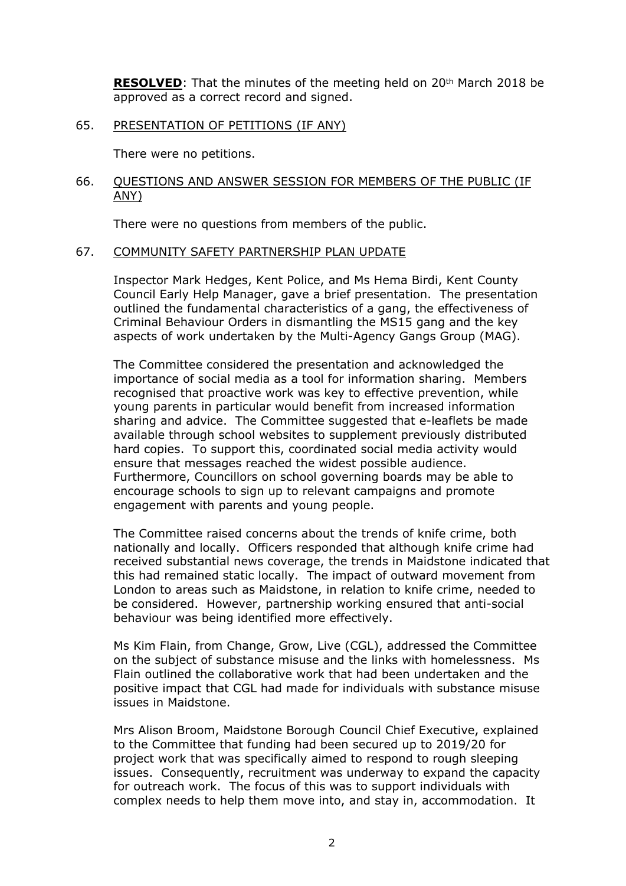**RESOLVED**: That the minutes of the meeting held on 20th March 2018 be approved as a correct record and signed.

65. PRESENTATION OF PETITIONS (IF ANY)

There were no petitions.

66. QUESTIONS AND ANSWER SESSION FOR MEMBERS OF THE PUBLIC (IF ANY)

There were no questions from members of the public.

67. COMMUNITY SAFETY PARTNERSHIP PLAN UPDATE

Inspector Mark Hedges, Kent Police, and Ms Hema Birdi, Kent County Council Early Help Manager, gave a brief presentation. The presentation outlined the fundamental characteristics of a gang, the effectiveness of Criminal Behaviour Orders in dismantling the MS15 gang and the key aspects of work undertaken by the Multi-Agency Gangs Group (MAG).

The Committee considered the presentation and acknowledged the importance of social media as a tool for information sharing. Members recognised that proactive work was key to effective prevention, while young parents in particular would benefit from increased information sharing and advice. The Committee suggested that e-leaflets be made available through school websites to supplement previously distributed hard copies. To support this, coordinated social media activity would ensure that messages reached the widest possible audience. Furthermore, Councillors on school governing boards may be able to encourage schools to sign up to relevant campaigns and promote engagement with parents and young people.

The Committee raised concerns about the trends of knife crime, both nationally and locally. Officers responded that although knife crime had received substantial news coverage, the trends in Maidstone indicated that this had remained static locally. The impact of outward movement from London to areas such as Maidstone, in relation to knife crime, needed to be considered. However, partnership working ensured that anti-social behaviour was being identified more effectively.

Ms Kim Flain, from Change, Grow, Live (CGL), addressed the Committee on the subject of substance misuse and the links with homelessness. Ms Flain outlined the collaborative work that had been undertaken and the positive impact that CGL had made for individuals with substance misuse issues in Maidstone.

Mrs Alison Broom, Maidstone Borough Council Chief Executive, explained to the Committee that funding had been secured up to 2019/20 for project work that was specifically aimed to respond to rough sleeping issues. Consequently, recruitment was underway to expand the capacity for outreach work. The focus of this was to support individuals with complex needs to help them move into, and stay in, accommodation. It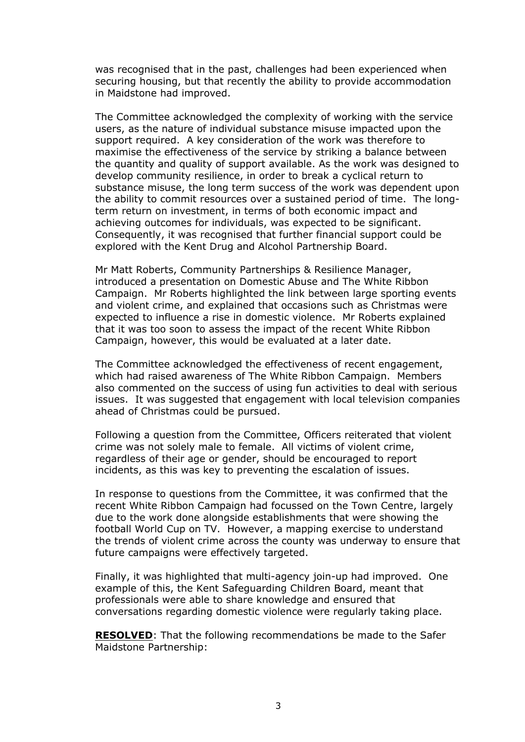was recognised that in the past, challenges had been experienced when securing housing, but that recently the ability to provide accommodation in Maidstone had improved.

The Committee acknowledged the complexity of working with the service users, as the nature of individual substance misuse impacted upon the support required. A key consideration of the work was therefore to maximise the effectiveness of the service by striking a balance between the quantity and quality of support available. As the work was designed to develop community resilience, in order to break a cyclical return to substance misuse, the long term success of the work was dependent upon the ability to commit resources over a sustained period of time. The long-term return on investment, in terms of both economic impact and achieving outcomes for individuals, was expected to be significant. Consequently, it was recognised that further financial support could be explored with the Kent Drug and Alcohol Partnership Board.

Mr Matt Roberts, Community Partnerships & Resilience Manager, introduced a presentation on Domestic Abuse and The White Ribbon Campaign. Mr Roberts highlighted the link between large sporting events and violent crime, and explained that occasions such as Christmas were expected to influence a rise in domestic violence. Mr Roberts explained that it was too soon to assess the impact of the recent White Ribbon Campaign, however, this would be evaluated at a later date.

The Committee acknowledged the effectiveness of recent engagement, which had raised awareness of The White Ribbon Campaign. Members also commented on the success of using fun activities to deal with serious issues. It was suggested that engagement with local television companies ahead of Christmas could be pursued.

Following a question from the Committee, Officers reiterated that violent crime was not solely male to female. All victims of violent crime, regardless of their age or gender, should be encouraged to report incidents, as this was key to preventing the escalation of issues.

In response to questions from the Committee, it was confirmed that the recent White Ribbon Campaign had focussed on the Town Centre, largely due to the work done alongside establishments that were showing the football World Cup on TV. However, a mapping exercise to understand the trends of violent crime across the county was underway to ensure that future campaigns were effectively targeted.

Finally, it was highlighted that multi-agency join-up had improved. One example of this, the Kent Safeguarding Children Board, meant that professionals were able to share knowledge and ensured that conversations regarding domestic violence were regularly taking place.

**RESOLVED**: That the following recommendations be made to the Safer Maidstone Partnership: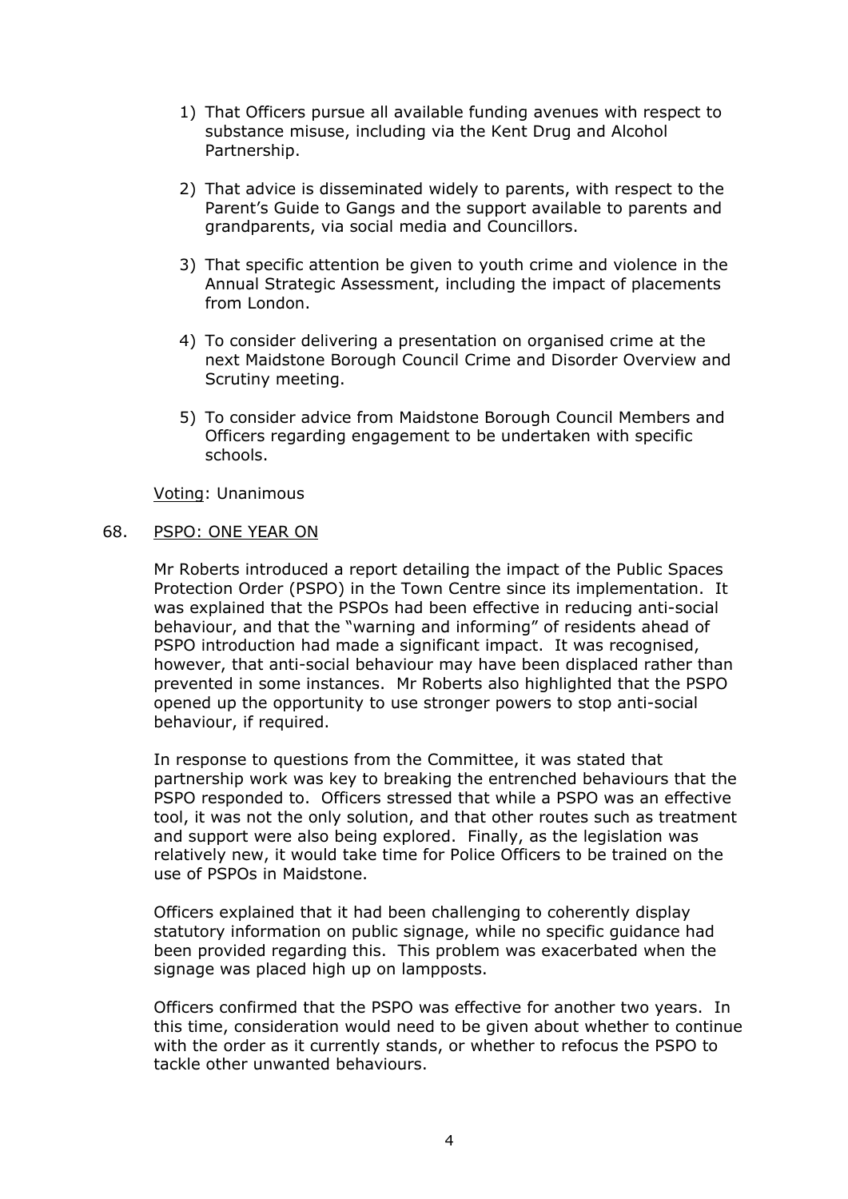1) That Officers pursue all available funding avenues with respect to substance misuse, including via the Kent Drug and Alcohol Partnership.

2) That advice is disseminated widely to parents, with respect to the Parent's Guide to Gangs and the support available to parents and grandparents, via social media and Councillors.

3) That specific attention be given to youth crime and violence in the Annual Strategic Assessment, including the impact of placements from London.

4) To consider delivering a presentation on organised crime at the next Maidstone Borough Council Crime and Disorder Overview and Scrutiny meeting.

5) To consider advice from Maidstone Borough Council Members and Officers regarding engagement to be undertaken with specific schools.

Voting: Unanimous

68. PSPO: ONE YEAR ON

Mr Roberts introduced a report detailing the impact of the Public Spaces Protection Order (PSPO) in the Town Centre since its implementation. It was explained that the PSPOs had been effective in reducing anti-social behaviour, and that the "warning and informing" of residents ahead of PSPO introduction had made a significant impact. It was recognised, however, that anti-social behaviour may have been displaced rather than prevented in some instances. Mr Roberts also highlighted that the PSPO opened up the opportunity to use stronger powers to stop anti-social behaviour, if required.

In response to questions from the Committee, it was stated that partnership work was key to breaking the entrenched behaviours that the PSPO responded to. Officers stressed that while a PSPO was an effective tool, it was not the only solution, and that other routes such as treatment and support were also being explored. Finally, as the legislation was relatively new, it would take time for Police Officers to be trained on the use of PSPOs in Maidstone.

Officers explained that it had been challenging to coherently display statutory information on public signage, while no specific guidance had been provided regarding this. This problem was exacerbated when the signage was placed high up on lampposts.

Officers confirmed that the PSPO was effective for another two years. In this time, consideration would need to be given about whether to continue with the order as it currently stands, or whether to refocus the PSPO to tackle other unwanted behaviours.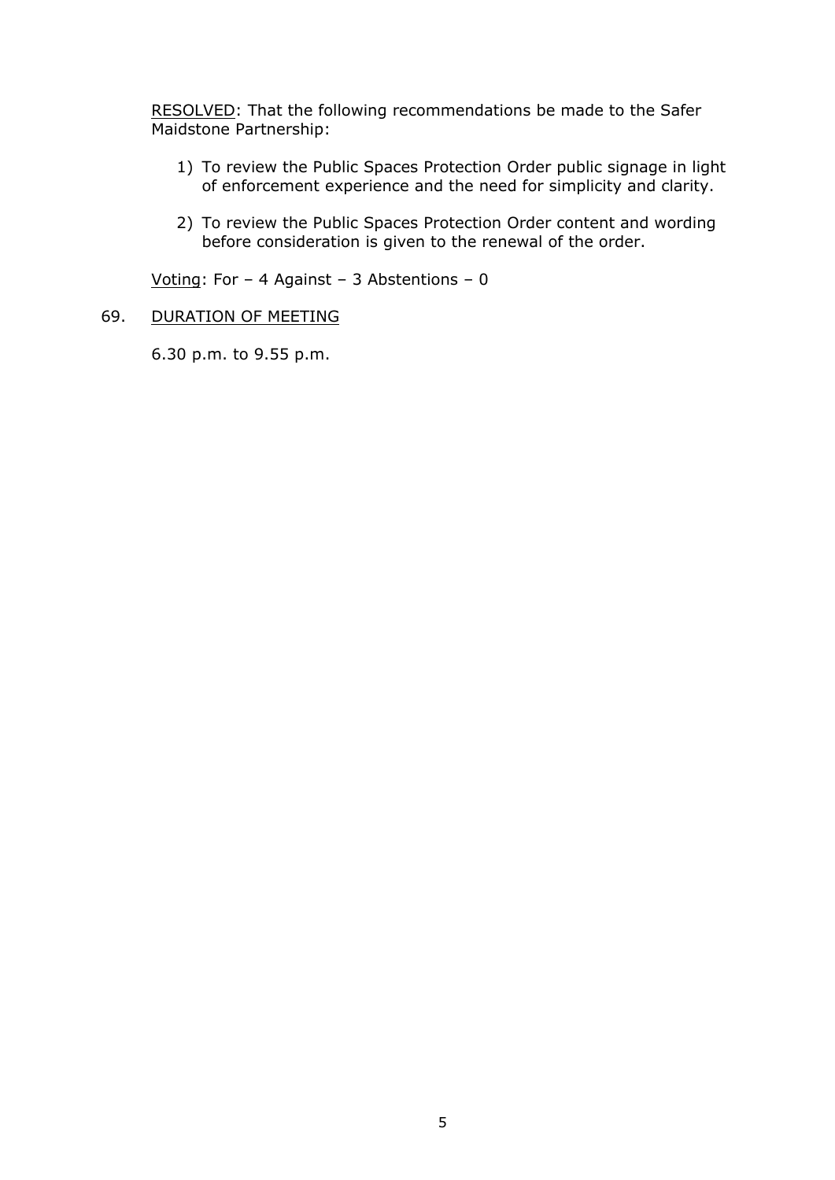RESOLVED: That the following recommendations be made to the Safer Maidstone Partnership:

1) To review the Public Spaces Protection Order public signage in light of enforcement experience and the need for simplicity and clarity.

2) To review the Public Spaces Protection Order content and wording before consideration is given to the renewal of the order.

Voting: For – 4 Against – 3 Abstentions – 0

69. DURATION OF MEETING

6.30 p.m. to 9.55 p.m.